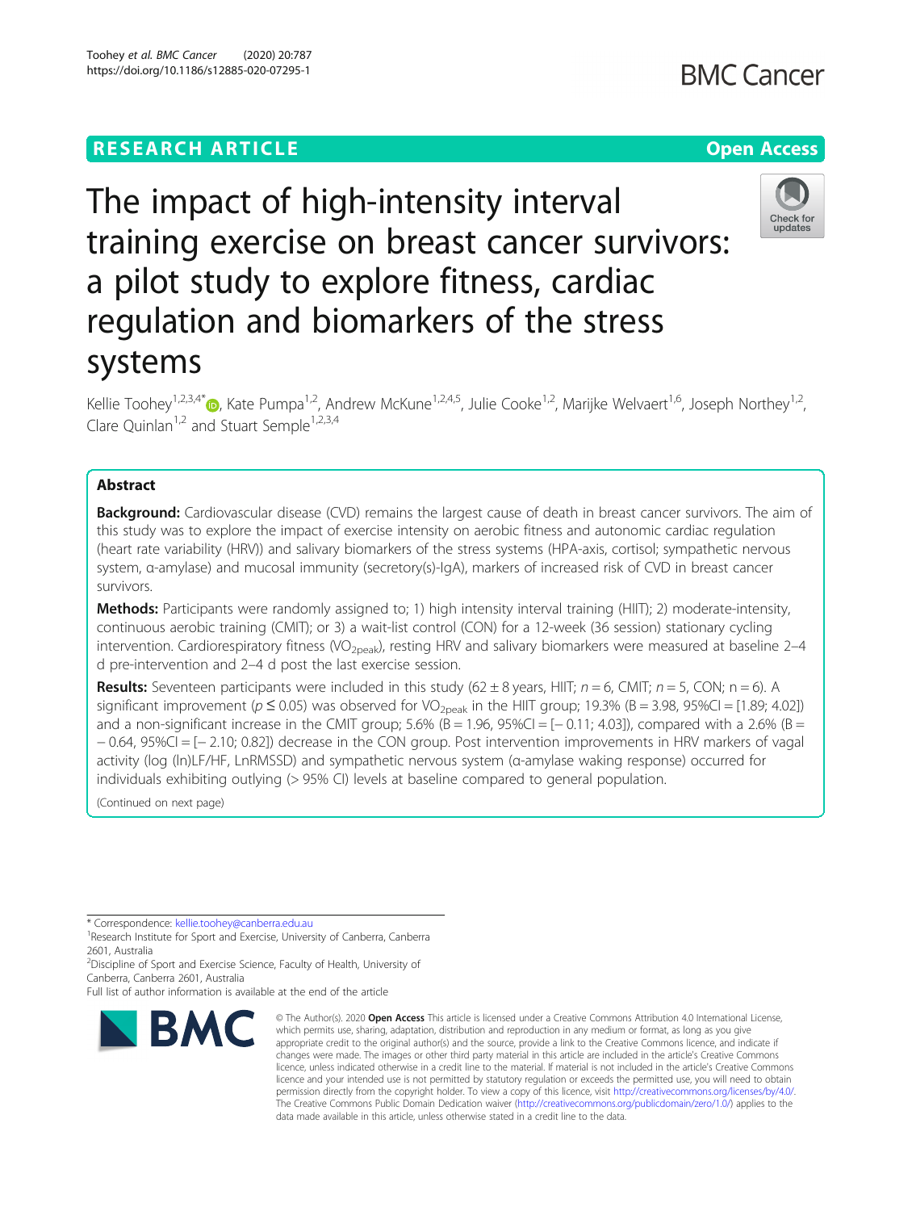RESEARCH ARTICLE

Open Access

# The impact of high-intensity interval training exercise on breast cancer survivors: a pilot study to explore fitness, cardiac regulation and biomarkers of the stress systems

Kellie Toohey[1,2,3,4*], Kate Pumpa[1,2], Andrew McKune[1,2,4,5], Julie Cooke[1,2], Marijke Welvaert[1,6], Joseph Northey[1,2], Clare Quinlan[1,2] and Stuart Semple[1,2,3,4]

## Abstract

**Background:** Cardiovascular disease (CVD) remains the largest cause of death in breast cancer survivors. The aim of this study was to explore the impact of exercise intensity on aerobic fitness and autonomic cardiac regulation (heart rate variability (HRV)) and salivary biomarkers of the stress systems (HPA-axis, cortisol; sympathetic nervous system, α-amylase) and mucosal immunity (secretory(s)-IgA), markers of increased risk of CVD in breast cancer survivors.

**Methods:** Participants were randomly assigned to; 1) high intensity interval training (HIIT); 2) moderate-intensity, continuous aerobic training (CMIT); or 3) a wait-list control (CON) for a 12-week (36 session) stationary cycling intervention. Cardiorespiratory fitness ($VO_{2peak}$), resting HRV and salivary biomarkers were measured at baseline 2–4 d pre-intervention and 2–4 d post the last exercise session.

**Results:** Seventeen participants were included in this study (62 ± 8 years, HIIT; $n = 6$, CMIT; $n = 5$, CON; n = 6). A significant improvement ($p \leq 0.05$) was observed for $VO_{2peak}$ in the HIIT group; 19.3% (B = 3.98, 95%CI = [1.89; 4.02]) and a non-significant increase in the CMIT group; 5.6% (B = 1.96, 95%CI = [− 0.11; 4.03]), compared with a 2.6% (B = − 0.64, 95%CI = [− 2.10; 0.82]) decrease in the CON group. Post intervention improvements in HRV markers of vagal activity (log (ln)LF/HF, LnRMSSD) and sympathetic nervous system (α-amylase waking response) occurred for individuals exhibiting outlying (> 95% CI) levels at baseline compared to general population.

(Continued on next page)

---

* Correspondence: kellie.toohey@canberra.edu.au
[1]Research Institute for Sport and Exercise, University of Canberra, Canberra 2601, Australia
[2]Discipline of Sport and Exercise Science, Faculty of Health, University of Canberra, Canberra 2601, Australia
Full list of author information is available at the end of the article

© The Author(s). 2020 **Open Access** This article is licensed under a Creative Commons Attribution 4.0 International License, which permits use, sharing, adaptation, distribution and reproduction in any medium or format, as long as you give appropriate credit to the original author(s) and the source, provide a link to the Creative Commons licence, and indicate if changes were made. The images or other third party material in this article are included in the article's Creative Commons licence, unless indicated otherwise in a credit line to the material. If material is not included in the article's Creative Commons licence and your intended use is not permitted by statutory regulation or exceeds the permitted use, you will need to obtain permission directly from the copyright holder. To view a copy of this licence, visit http://creativecommons.org/licenses/by/4.0/. The Creative Commons Public Domain Dedication waiver (http://creativecommons.org/publicdomain/zero/1.0/) applies to the data made available in this article, unless otherwise stated in a credit line to the data.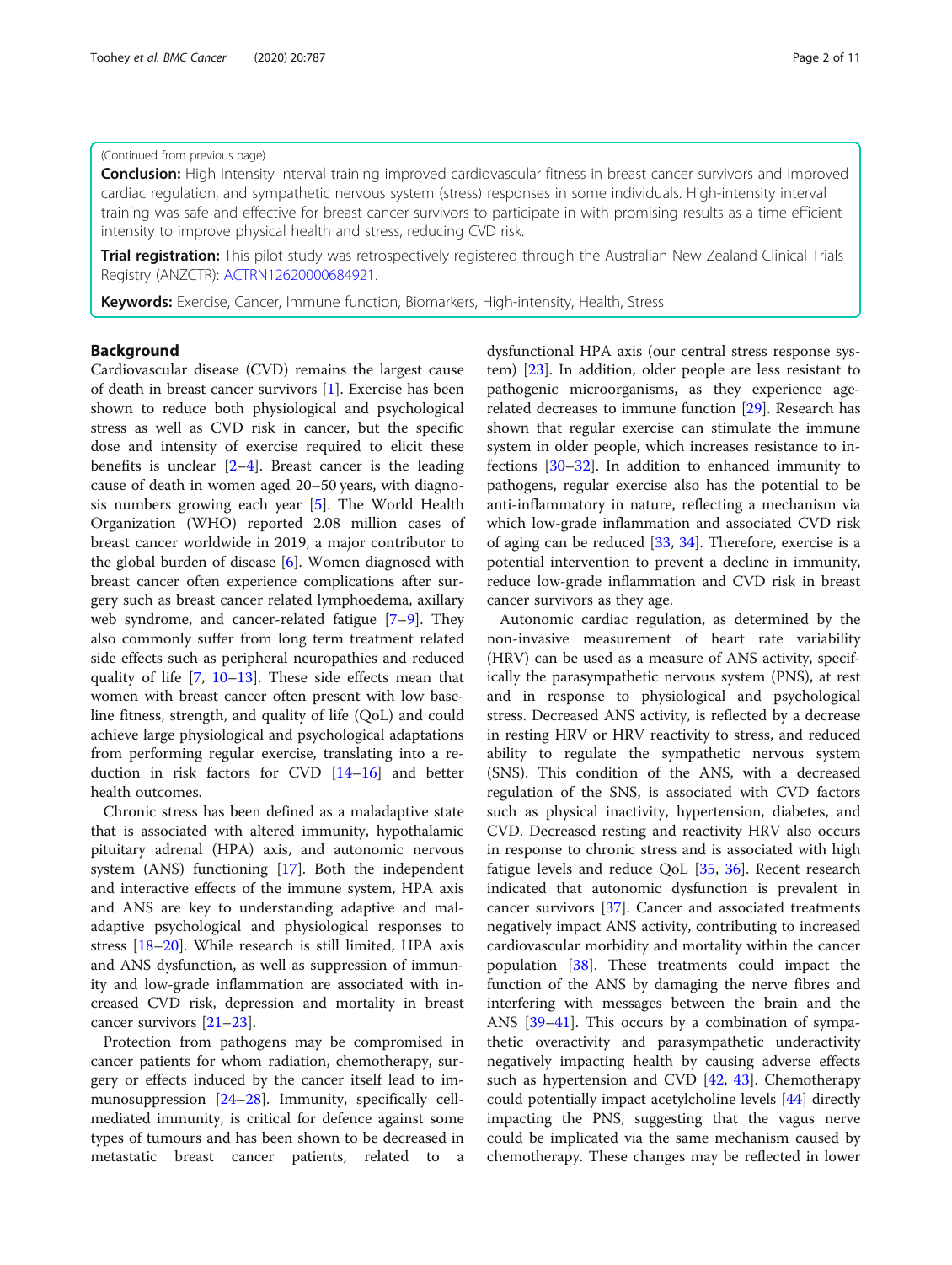(Continued from previous page)

**Conclusion:** High intensity interval training improved cardiovascular fitness in breast cancer survivors and improved cardiac regulation, and sympathetic nervous system (stress) responses in some individuals. High-intensity interval training was safe and effective for breast cancer survivors to participate in with promising results as a time efficient intensity to improve physical health and stress, reducing CVD risk.

**Trial registration:** This pilot study was retrospectively registered through the Australian New Zealand Clinical Trials Registry (ANZCTR): ACTRN12620000684921.

**Keywords:** Exercise, Cancer, Immune function, Biomarkers, High-intensity, Health, Stress

## Background

Cardiovascular disease (CVD) remains the largest cause of death in breast cancer survivors [1]. Exercise has been shown to reduce both physiological and psychological stress as well as CVD risk in cancer, but the specific dose and intensity of exercise required to elicit these benefits is unclear [2–4]. Breast cancer is the leading cause of death in women aged 20–50 years, with diagnosis numbers growing each year [5]. The World Health Organization (WHO) reported 2.08 million cases of breast cancer worldwide in 2019, a major contributor to the global burden of disease [6]. Women diagnosed with breast cancer often experience complications after surgery such as breast cancer related lymphoedema, axillary web syndrome, and cancer-related fatigue [7–9]. They also commonly suffer from long term treatment related side effects such as peripheral neuropathies and reduced quality of life [7, 10–13]. These side effects mean that women with breast cancer often present with low baseline fitness, strength, and quality of life (QoL) and could achieve large physiological and psychological adaptations from performing regular exercise, translating into a reduction in risk factors for CVD [14–16] and better health outcomes.

Chronic stress has been defined as a maladaptive state that is associated with altered immunity, hypothalamic pituitary adrenal (HPA) axis, and autonomic nervous system (ANS) functioning [17]. Both the independent and interactive effects of the immune system, HPA axis and ANS are key to understanding adaptive and maladaptive psychological and physiological responses to stress [18–20]. While research is still limited, HPA axis and ANS dysfunction, as well as suppression of immunity and low-grade inflammation are associated with increased CVD risk, depression and mortality in breast cancer survivors [21–23].

Protection from pathogens may be compromised in cancer patients for whom radiation, chemotherapy, surgery or effects induced by the cancer itself lead to immunosuppression [24–28]. Immunity, specifically cell-mediated immunity, is critical for defence against some types of tumours and has been shown to be decreased in metastatic breast cancer patients, related to a dysfunctional HPA axis (our central stress response system) [23]. In addition, older people are less resistant to pathogenic microorganisms, as they experience age-related decreases to immune function [29]. Research has shown that regular exercise can stimulate the immune system in older people, which increases resistance to infections [30–32]. In addition to enhanced immunity to pathogens, regular exercise also has the potential to be anti-inflammatory in nature, reflecting a mechanism via which low-grade inflammation and associated CVD risk of aging can be reduced [33, 34]. Therefore, exercise is a potential intervention to prevent a decline in immunity, reduce low-grade inflammation and CVD risk in breast cancer survivors as they age.

Autonomic cardiac regulation, as determined by the non-invasive measurement of heart rate variability (HRV) can be used as a measure of ANS activity, specifically the parasympathetic nervous system (PNS), at rest and in response to physiological and psychological stress. Decreased ANS activity, is reflected by a decrease in resting HRV or HRV reactivity to stress, and reduced ability to regulate the sympathetic nervous system (SNS). This condition of the ANS, with a decreased regulation of the SNS, is associated with CVD factors such as physical inactivity, hypertension, diabetes, and CVD. Decreased resting and reactivity HRV also occurs in response to chronic stress and is associated with high fatigue levels and reduce QoL [35, 36]. Recent research indicated that autonomic dysfunction is prevalent in cancer survivors [37]. Cancer and associated treatments negatively impact ANS activity, contributing to increased cardiovascular morbidity and mortality within the cancer population [38]. These treatments could impact the function of the ANS by damaging the nerve fibres and interfering with messages between the brain and the ANS [39–41]. This occurs by a combination of sympathetic overactivity and parasympathetic underactivity negatively impacting health by causing adverse effects such as hypertension and CVD [42, 43]. Chemotherapy could potentially impact acetylcholine levels [44] directly impacting the PNS, suggesting that the vagus nerve could be implicated via the same mechanism caused by chemotherapy. These changes may be reflected in lower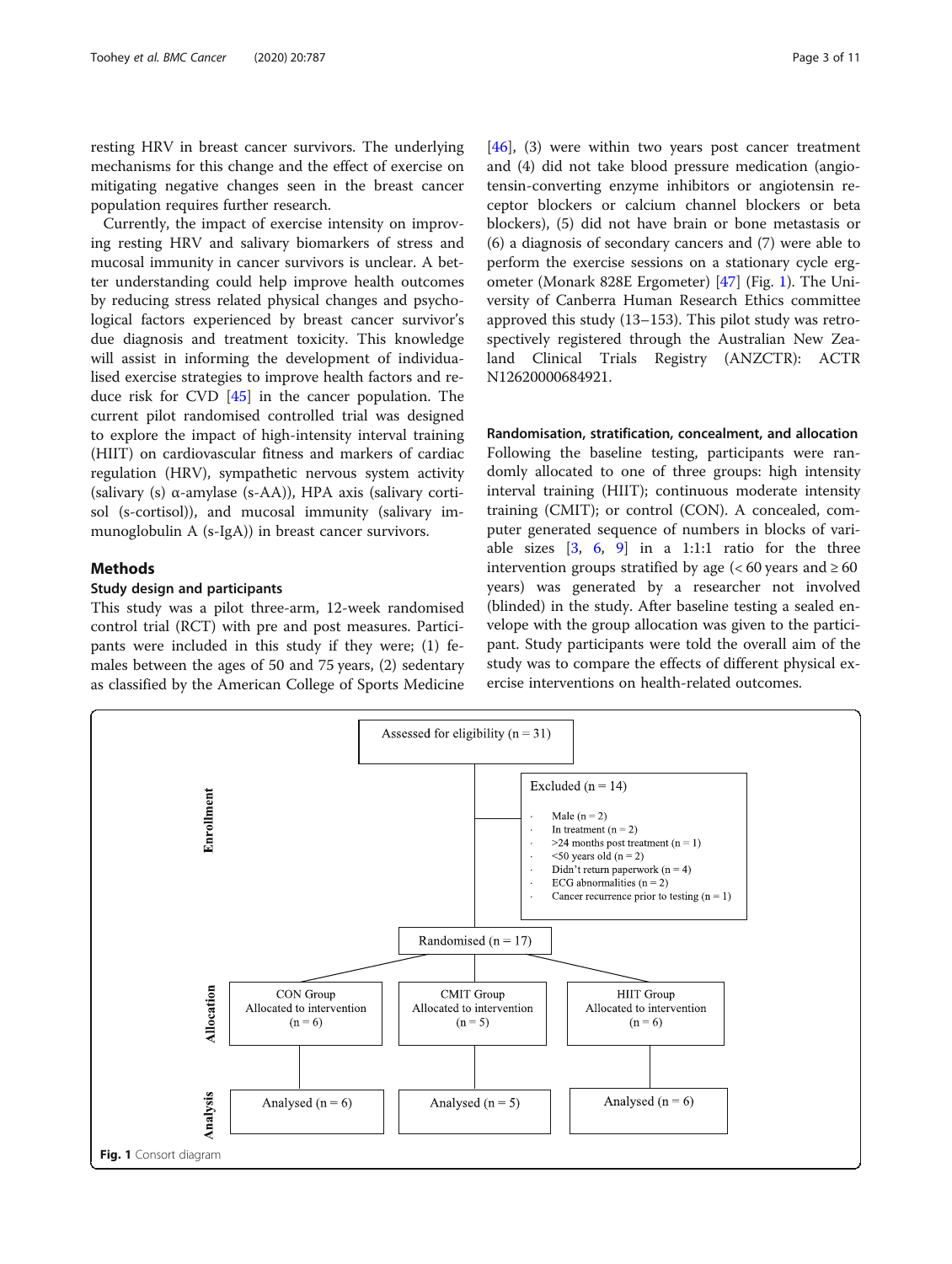resting HRV in breast cancer survivors. The underlying mechanisms for this change and the effect of exercise on mitigating negative changes seen in the breast cancer population requires further research.

Currently, the impact of exercise intensity on improving resting HRV and salivary biomarkers of stress and mucosal immunity in cancer survivors is unclear. A better understanding could help improve health outcomes by reducing stress related physical changes and psychological factors experienced by breast cancer survivor's due diagnosis and treatment toxicity. This knowledge will assist in informing the development of individualised exercise strategies to improve health factors and reduce risk for CVD [45] in the cancer population. The current pilot randomised controlled trial was designed to explore the impact of high-intensity interval training (HIIT) on cardiovascular fitness and markers of cardiac regulation (HRV), sympathetic nervous system activity (salivary (s) α-amylase (s-AA)), HPA axis (salivary cortisol (s-cortisol)), and mucosal immunity (salivary immunoglobulin A (s-IgA)) in breast cancer survivors.

## Methods

### Study design and participants

This study was a pilot three-arm, 12-week randomised control trial (RCT) with pre and post measures. Participants were included in this study if they were; (1) females between the ages of 50 and 75 years, (2) sedentary as classified by the American College of Sports Medicine [46], (3) were within two years post cancer treatment and (4) did not take blood pressure medication (angiotensin-converting enzyme inhibitors or angiotensin receptor blockers or calcium channel blockers or beta blockers), (5) did not have brain or bone metastasis or (6) a diagnosis of secondary cancers and (7) were able to perform the exercise sessions on a stationary cycle ergometer (Monark 828E Ergometer) [47] (Fig. 1). The University of Canberra Human Research Ethics committee approved this study (13–153). This pilot study was retrospectively registered through the Australian New Zealand Clinical Trials Registry (ANZCTR): ACTR N12620000684921.

### Randomisation, stratification, concealment, and allocation

Following the baseline testing, participants were randomly allocated to one of three groups: high intensity interval training (HIIT); continuous moderate intensity training (CMIT); or control (CON). A concealed, computer generated sequence of numbers in blocks of variable sizes [3, 6, 9] in a 1:1:1 ratio for the three intervention groups stratified by age (< 60 years and ≥ 60 years) was generated by a researcher not involved (blinded) in the study. After baseline testing a sealed envelope with the group allocation was given to the participant. Study participants were told the overall aim of the study was to compare the effects of different physical exercise interventions on health-related outcomes.

**Enrollment**

Assessed for eligibility (n = 31)

Excluded (n = 14)
- Male (n = 2)
- In treatment (n = 2)
- >24 months post treatment (n = 1)
- <50 years old (n = 2)
- Didn't return paperwork (n = 4)
- ECG abnormalities (n = 2)
- Cancer recurrence prior to testing (n = 1)

Randomised (n = 17)

**Allocation**

| CON Group | CMIT Group | HIIT Group |
| --- | --- | --- |
| Allocated to intervention (n = 6) | Allocated to intervention (n = 5) | Allocated to intervention (n = 6) |

**Analysis**

| Analysed (n = 6) | Analysed (n = 5) | Analysed (n = 6) |
| --- | --- | --- |

**Fig. 1** Consort diagram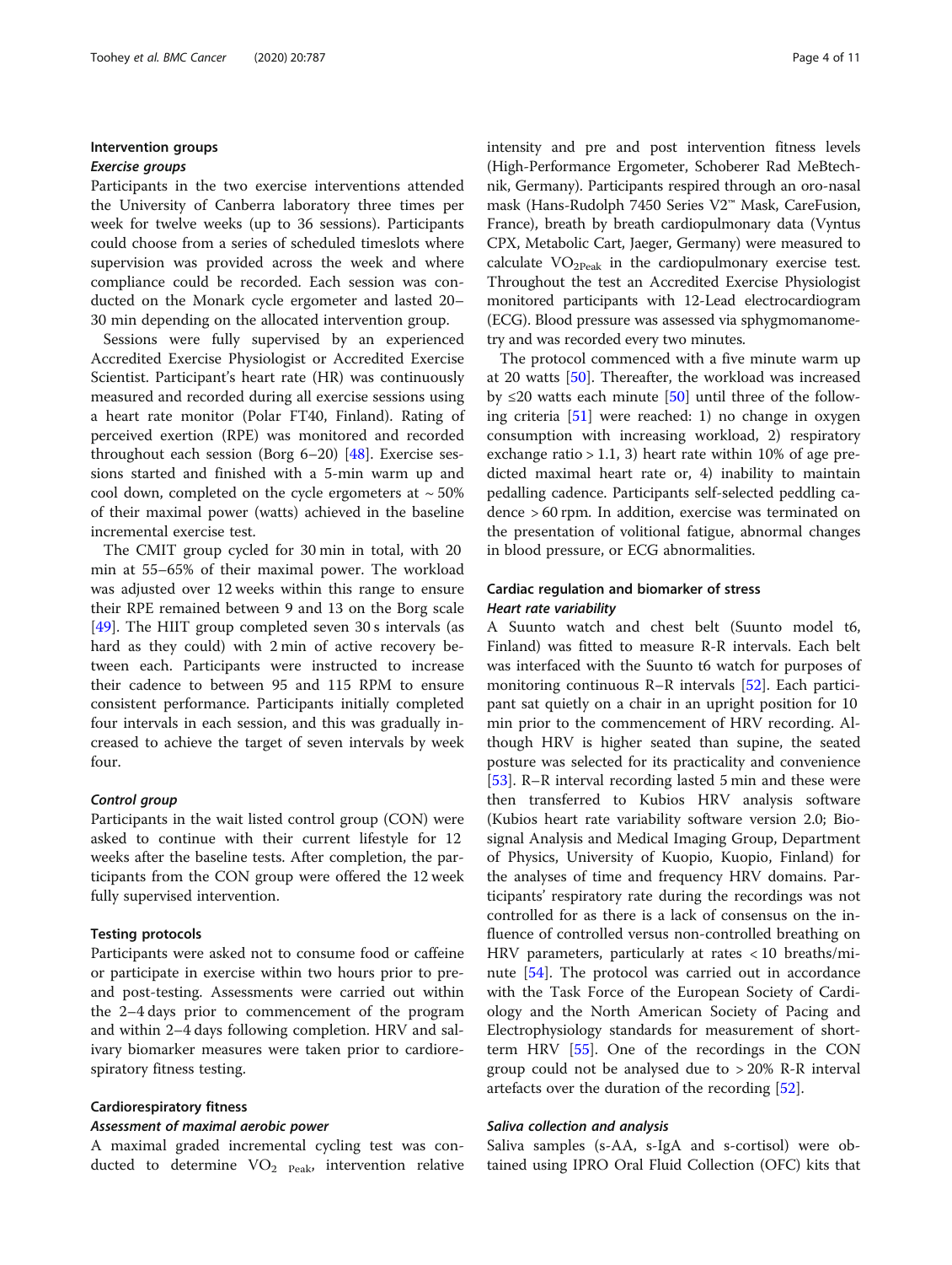## Intervention groups

### *Exercise groups*

Participants in the two exercise interventions attended the University of Canberra laboratory three times per week for twelve weeks (up to 36 sessions). Participants could choose from a series of scheduled timeslots where supervision was provided across the week and where compliance could be recorded. Each session was conducted on the Monark cycle ergometer and lasted 20–30 min depending on the allocated intervention group.

Sessions were fully supervised by an experienced Accredited Exercise Physiologist or Accredited Exercise Scientist. Participant's heart rate (HR) was continuously measured and recorded during all exercise sessions using a heart rate monitor (Polar FT40, Finland). Rating of perceived exertion (RPE) was monitored and recorded throughout each session (Borg 6–20) [48]. Exercise sessions started and finished with a 5-min warm up and cool down, completed on the cycle ergometers at ~ 50% of their maximal power (watts) achieved in the baseline incremental exercise test.

The CMIT group cycled for 30 min in total, with 20 min at 55–65% of their maximal power. The workload was adjusted over 12 weeks within this range to ensure their RPE remained between 9 and 13 on the Borg scale [49]. The HIIT group completed seven 30 s intervals (as hard as they could) with 2 min of active recovery between each. Participants were instructed to increase their cadence to between 95 and 115 RPM to ensure consistent performance. Participants initially completed four intervals in each session, and this was gradually increased to achieve the target of seven intervals by week four.

### *Control group*

Participants in the wait listed control group (CON) were asked to continue with their current lifestyle for 12 weeks after the baseline tests. After completion, the participants from the CON group were offered the 12 week fully supervised intervention.

## Testing protocols

Participants were asked not to consume food or caffeine or participate in exercise within two hours prior to pre- and post-testing. Assessments were carried out within the 2–4 days prior to commencement of the program and within 2–4 days following completion. HRV and salivary biomarker measures were taken prior to cardiorespiratory fitness testing.

## Cardiorespiratory fitness

### *Assessment of maximal aerobic power*

A maximal graded incremental cycling test was conducted to determine $VO_{2\ Peak}$, intervention relative intensity and pre and post intervention fitness levels (High-Performance Ergometer, Schoberer Rad MeBtechnik, Germany). Participants respired through an oro-nasal mask (Hans-Rudolph 7450 Series V2™ Mask, CareFusion, France), breath by breath cardiopulmonary data (Vyntus CPX, Metabolic Cart, Jaeger, Germany) were measured to calculate $VO_{2Peak}$ in the cardiopulmonary exercise test. Throughout the test an Accredited Exercise Physiologist monitored participants with 12-Lead electrocardiogram (ECG). Blood pressure was assessed via sphygmomanometry and was recorded every two minutes.

The protocol commenced with a five minute warm up at 20 watts [50]. Thereafter, the workload was increased by ≤20 watts each minute [50] until three of the following criteria [51] were reached: 1) no change in oxygen consumption with increasing workload, 2) respiratory exchange ratio > 1.1, 3) heart rate within 10% of age predicted maximal heart rate or, 4) inability to maintain pedalling cadence. Participants self-selected peddling cadence > 60 rpm. In addition, exercise was terminated on the presentation of volitional fatigue, abnormal changes in blood pressure, or ECG abnormalities.

## Cardiac regulation and biomarker of stress

### *Heart rate variability*

A Suunto watch and chest belt (Suunto model t6, Finland) was fitted to measure R-R intervals. Each belt was interfaced with the Suunto t6 watch for purposes of monitoring continuous R–R intervals [52]. Each participant sat quietly on a chair in an upright position for 10 min prior to the commencement of HRV recording. Although HRV is higher seated than supine, the seated posture was selected for its practicality and convenience [53]. R–R interval recording lasted 5 min and these were then transferred to Kubios HRV analysis software (Kubios heart rate variability software version 2.0; Biosignal Analysis and Medical Imaging Group, Department of Physics, University of Kuopio, Kuopio, Finland) for the analyses of time and frequency HRV domains. Participants' respiratory rate during the recordings was not controlled for as there is a lack of consensus on the influence of controlled versus non-controlled breathing on HRV parameters, particularly at rates < 10 breaths/minute [54]. The protocol was carried out in accordance with the Task Force of the European Society of Cardiology and the North American Society of Pacing and Electrophysiology standards for measurement of short-term HRV [55]. One of the recordings in the CON group could not be analysed due to > 20% R-R interval artefacts over the duration of the recording [52].

### *Saliva collection and analysis*

Saliva samples (s-AA, s-IgA and s-cortisol) were obtained using IPRO Oral Fluid Collection (OFC) kits that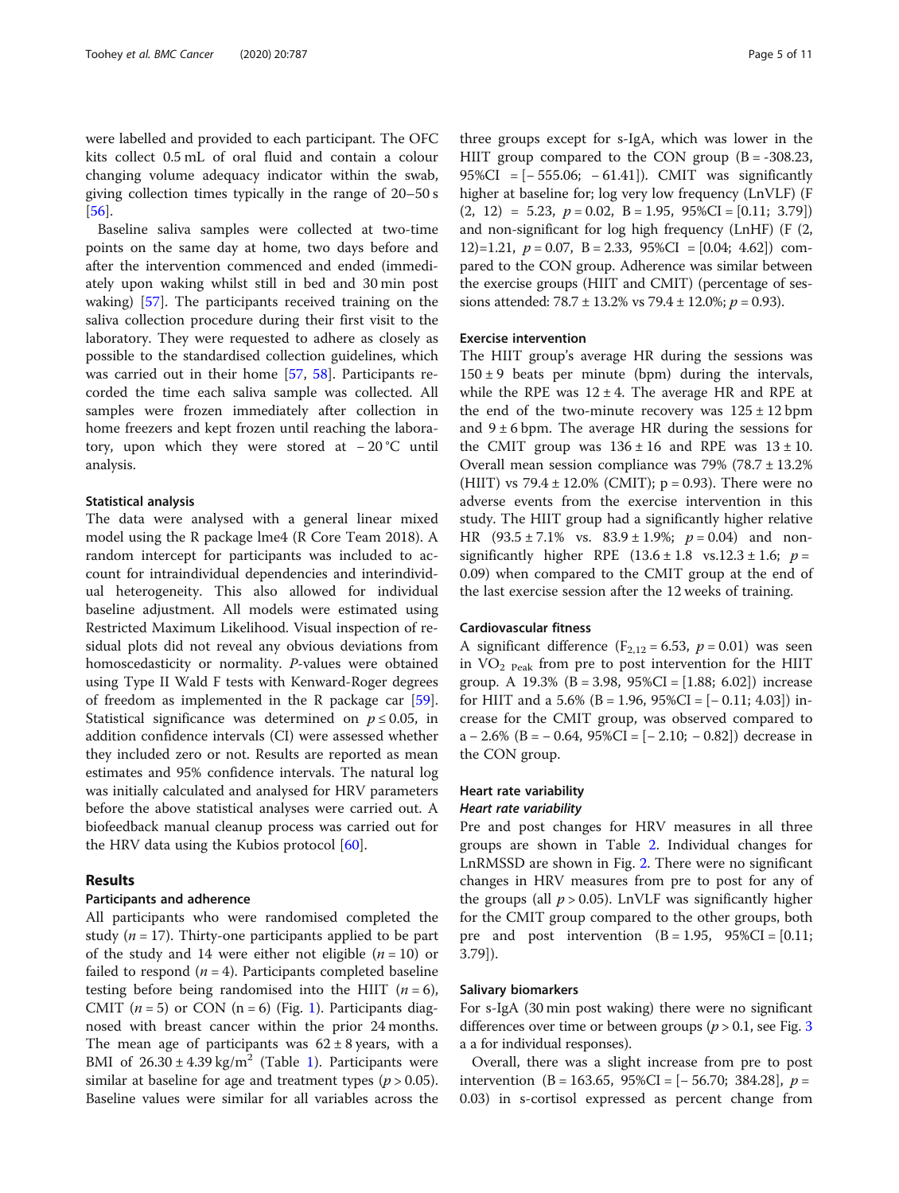were labelled and provided to each participant. The OFC kits collect 0.5 mL of oral fluid and contain a colour changing volume adequacy indicator within the swab, giving collection times typically in the range of 20–50 s [56].

Baseline saliva samples were collected at two-time points on the same day at home, two days before and after the intervention commenced and ended (immediately upon waking whilst still in bed and 30 min post waking) [57]. The participants received training on the saliva collection procedure during their first visit to the laboratory. They were requested to adhere as closely as possible to the standardised collection guidelines, which was carried out in their home [57, 58]. Participants recorded the time each saliva sample was collected. All samples were frozen immediately after collection in home freezers and kept frozen until reaching the laboratory, upon which they were stored at − 20 °C until analysis.

#### Statistical analysis

The data were analysed with a general linear mixed model using the R package lme4 (R Core Team 2018). A random intercept for participants was included to account for intraindividual dependencies and interindividual heterogeneity. This also allowed for individual baseline adjustment. All models were estimated using Restricted Maximum Likelihood. Visual inspection of residual plots did not reveal any obvious deviations from homoscedasticity or normality. *P*-values were obtained using Type II Wald F tests with Kenward-Roger degrees of freedom as implemented in the R package car [59]. Statistical significance was determined on $p \leq 0.05$, in addition confidence intervals (CI) were assessed whether they included zero or not. Results are reported as mean estimates and 95% confidence intervals. The natural log was initially calculated and analysed for HRV parameters before the above statistical analyses were carried out. A biofeedback manual cleanup process was carried out for the HRV data using the Kubios protocol [60].

## Results

### Participants and adherence

All participants who were randomised completed the study ($n = 17$). Thirty-one participants applied to be part of the study and 14 were either not eligible ($n = 10$) or failed to respond ($n = 4$). Participants completed baseline testing before being randomised into the HIIT ($n = 6$), CMIT ($n = 5$) or CON (n = 6) (Fig. 1). Participants diagnosed with breast cancer within the prior 24 months. The mean age of participants was 62 ± 8 years, with a BMI of 26.30 ± 4.39 kg/m$^2$ (Table 1). Participants were similar at baseline for age and treatment types ($p > 0.05$). Baseline values were similar for all variables across the three groups except for s-IgA, which was lower in the HIIT group compared to the CON group (B = -308.23, 95%CI = [− 555.06; − 61.41]). CMIT was significantly higher at baseline for; log very low frequency (LnVLF) ($F$ (2, 12) = 5.23, $p = 0.02$, B = 1.95, 95%CI = [0.11; 3.79]) and non-significant for log high frequency (LnHF) ($F$ (2, 12)=1.21, $p = 0.07$, B = 2.33, 95%CI = [0.04; 4.62]) compared to the CON group. Adherence was similar between the exercise groups (HIIT and CMIT) (percentage of sessions attended: 78.7 ± 13.2% vs 79.4 ± 12.0%; $p = 0.93$).

#### Exercise intervention

The HIIT group's average HR during the sessions was 150 ± 9 beats per minute (bpm) during the intervals, while the RPE was 12 ± 4. The average HR and RPE at the end of the two-minute recovery was 125 ± 12 bpm and 9 ± 6 bpm. The average HR during the sessions for the CMIT group was 136 ± 16 and RPE was 13 ± 10. Overall mean session compliance was 79% (78.7 ± 13.2% (HIIT) vs 79.4 ± 12.0% (CMIT); p = 0.93). There were no adverse events from the exercise intervention in this study. The HIIT group had a significantly higher relative HR (93.5 ± 7.1% vs. 83.9 ± 1.9%; $p = 0.04$) and non-significantly higher RPE (13.6 ± 1.8 vs.12.3 ± 1.6; $p = 0.09$) when compared to the CMIT group at the end of the last exercise session after the 12 weeks of training.

#### Cardiovascular fitness

A significant difference ($F_{2,12} = 6.53$, $p = 0.01$) was seen in $VO_{2\ Peak}$ from pre to post intervention for the HIIT group. A 19.3% (B = 3.98, 95%CI = [1.88; 6.02]) increase for HIIT and a 5.6% (B = 1.96, 95%CI = [− 0.11; 4.03]) increase for the CMIT group, was observed compared to a − 2.6% (B = − 0.64, 95%CI = [− 2.10; − 0.82]) decrease in the CON group.

#### Heart rate variability

##### *Heart rate variability*

Pre and post changes for HRV measures in all three groups are shown in Table 2. Individual changes for LnRMSSD are shown in Fig. 2. There were no significant changes in HRV measures from pre to post for any of the groups (all $p > 0.05$). LnVLF was significantly higher for the CMIT group compared to the other groups, both pre and post intervention (B = 1.95, 95%CI = [0.11; 3.79]).

#### Salivary biomarkers

For s-IgA (30 min post waking) there were no significant differences over time or between groups ($p > 0.1$, see Fig. 3 a a for individual responses).

Overall, there was a slight increase from pre to post intervention (B = 163.65, 95%CI = [− 56.70; 384.28], $p = 0.03$) in s-cortisol expressed as percent change from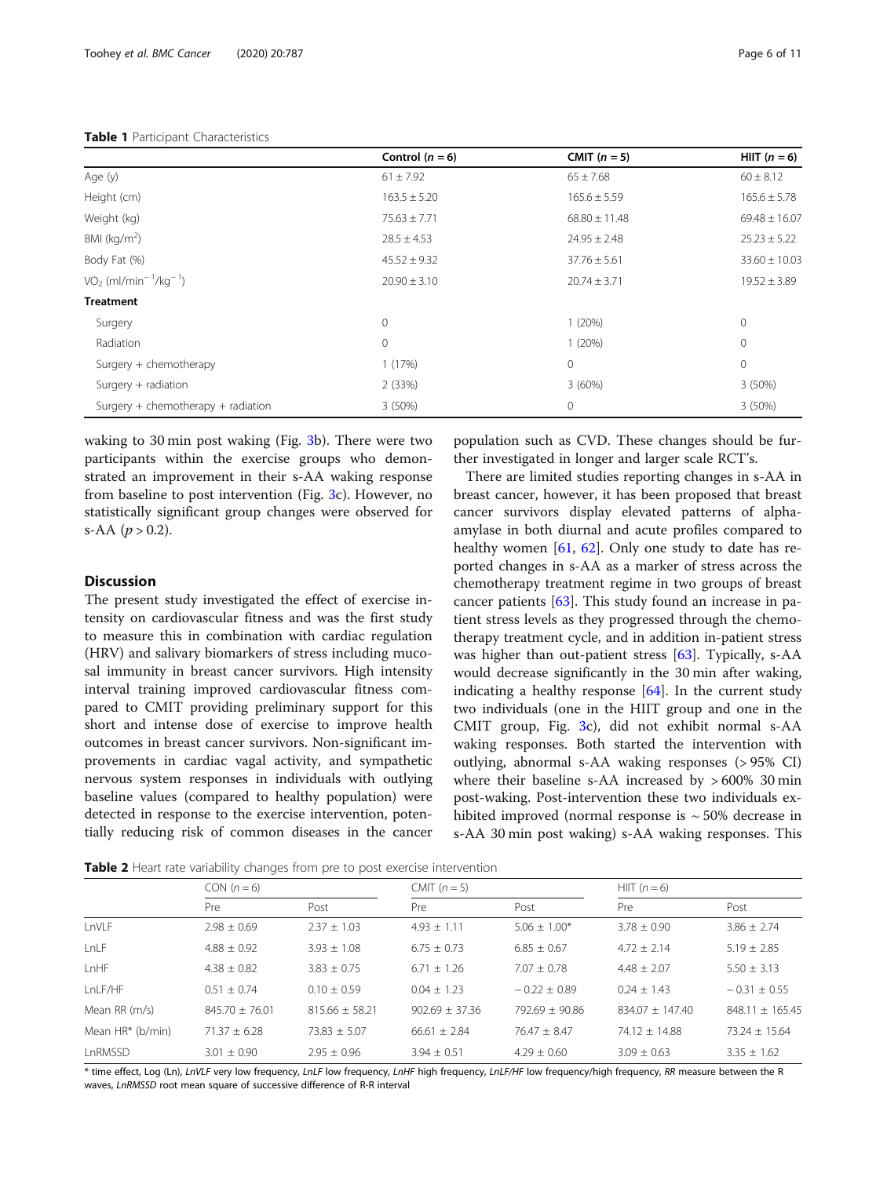**Table 1** Participant Characteristics

| | Control ($n = 6$) | CMIT ($n = 5$) | HIIT ($n = 6$) |
|---|---|---|---|
| Age (y) | 61 ± 7.92 | 65 ± 7.68 | 60 ± 8.12 |
| Height (cm) | 163.5 ± 5.20 | 165.6 ± 5.59 | 165.6 ± 5.78 |
| Weight (kg) | 75.63 ± 7.71 | 68.80 ± 11.48 | 69.48 ± 16.07 |
| BMI (kg/m$^2$) | 28.5 ± 4.53 | 24.95 ± 2.48 | 25.23 ± 5.22 |
| Body Fat (%) | 45.52 ± 9.32 | 37.76 ± 5.61 | 33.60 ± 10.03 |
| $VO_2$ (ml/min$^{-1}$/kg$^{-1}$) | 20.90 ± 3.10 | 20.74 ± 3.71 | 19.52 ± 3.89 |
| **Treatment** | | | |
| Surgery | 0 | 1 (20%) | 0 |
| Radiation | 0 | 1 (20%) | 0 |
| Surgery + chemotherapy | 1 (17%) | 0 | 0 |
| Surgery + radiation | 2 (33%) | 3 (60%) | 3 (50%) |
| Surgery + chemotherapy + radiation | 3 (50%) | 0 | 3 (50%) |

waking to 30 min post waking (Fig. 3b). There were two participants within the exercise groups who demonstrated an improvement in their s-AA waking response from baseline to post intervention (Fig. 3c). However, no statistically significant group changes were observed for s-AA ($p > 0.2$).

## Discussion

The present study investigated the effect of exercise intensity on cardiovascular fitness and was the first study to measure this in combination with cardiac regulation (HRV) and salivary biomarkers of stress including mucosal immunity in breast cancer survivors. High intensity interval training improved cardiovascular fitness compared to CMIT providing preliminary support for this short and intense dose of exercise to improve health outcomes in breast cancer survivors. Non-significant improvements in cardiac vagal activity, and sympathetic nervous system responses in individuals with outlying baseline values (compared to healthy population) were detected in response to the exercise intervention, potentially reducing risk of common diseases in the cancer population such as CVD. These changes should be further investigated in longer and larger scale RCT's.

There are limited studies reporting changes in s-AA in breast cancer, however, it has been proposed that breast cancer survivors display elevated patterns of alpha-amylase in both diurnal and acute profiles compared to healthy women [61, 62]. Only one study to date has reported changes in s-AA as a marker of stress across the chemotherapy treatment regime in two groups of breast cancer patients [63]. This study found an increase in patient stress levels as they progressed through the chemotherapy treatment cycle, and in addition in-patient stress was higher than out-patient stress [63]. Typically, s-AA would decrease significantly in the 30 min after waking, indicating a healthy response [64]. In the current study two individuals (one in the HIIT group and one in the CMIT group, Fig. 3c), did not exhibit normal s-AA waking responses. Both started the intervention with outlying, abnormal s-AA waking responses (> 95% CI) where their baseline s-AA increased by > 600% 30 min post-waking. Post-intervention these two individuals exhibited improved (normal response is ~ 50% decrease in s-AA 30 min post waking) s-AA waking responses. This

**Table 2** Heart rate variability changes from pre to post exercise intervention

| | CON ($n = 6$) | | CMIT ($n = 5$) | | HIIT ($n = 6$) | |
|---|---|---|---|---|---|---|
| | Pre | Post | Pre | Post | Pre | Post |
| LnVLF | 2.98 ± 0.69 | 2.37 ± 1.03 | 4.93 ± 1.11 | 5.06 ± 1.00* | 3.78 ± 0.90 | 3.86 ± 2.74 |
| LnLF | 4.88 ± 0.92 | 3.93 ± 1.08 | 6.75 ± 0.73 | 6.85 ± 0.67 | 4.72 ± 2.14 | 5.19 ± 2.85 |
| LnHF | 4.38 ± 0.82 | 3.83 ± 0.75 | 6.71 ± 1.26 | 7.07 ± 0.78 | 4.48 ± 2.07 | 5.50 ± 3.13 |
| LnLF/HF | 0.51 ± 0.74 | 0.10 ± 0.59 | 0.04 ± 1.23 | − 0.22 ± 0.89 | 0.24 ± 1.43 | − 0.31 ± 0.55 |
| Mean RR (m/s) | 845.70 ± 76.01 | 815.66 ± 58.21 | 902.69 ± 37.36 | 792.69 ± 90.86 | 834.07 ± 147.40 | 848.11 ± 165.45 |
| Mean HR* (b/min) | 71.37 ± 6.28 | 73.83 ± 5.07 | 66.61 ± 2.84 | 76.47 ± 8.47 | 74.12 ± 14.88 | 73.24 ± 15.64 |
| LnRMSSD | 3.01 ± 0.90 | 2.95 ± 0.96 | 3.94 ± 0.51 | 4.29 ± 0.60 | 3.09 ± 0.63 | 3.35 ± 1.62 |

* time effect, Log (Ln), *LnVLF* very low frequency, *LnLF* low frequency, *LnHF* high frequency, *LnLF/HF* low frequency/high frequency, *RR* measure between the R waves, *LnRMSSD* root mean square of successive difference of R-R interval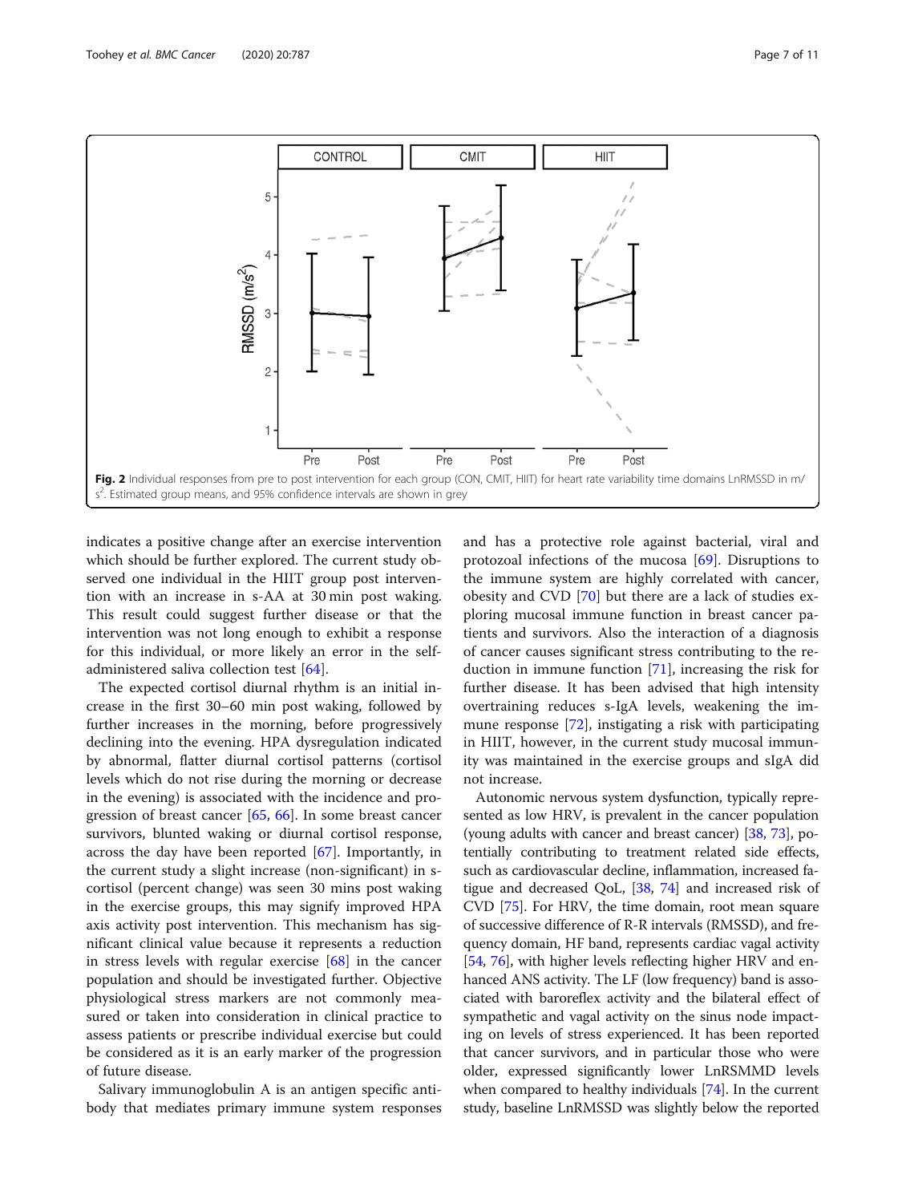Fig. 2 Individual responses from pre to post intervention for each group (CON, CMIT, HIIT) for heart rate variability time domains LnRMSSD in m/s[2]. Estimated group means, and 95% confidence intervals are shown in grey

indicates a positive change after an exercise intervention which should be further explored. The current study observed one individual in the HIIT group post intervention with an increase in s-AA at 30 min post waking. This result could suggest further disease or that the intervention was not long enough to exhibit a response for this individual, or more likely an error in the self-administered saliva collection test [64].

The expected cortisol diurnal rhythm is an initial increase in the first 30–60 min post waking, followed by further increases in the morning, before progressively declining into the evening. HPA dysregulation indicated by abnormal, flatter diurnal cortisol patterns (cortisol levels which do not rise during the morning or decrease in the evening) is associated with the incidence and progression of breast cancer [65, 66]. In some breast cancer survivors, blunted waking or diurnal cortisol response, across the day have been reported [67]. Importantly, in the current study a slight increase (non-significant) in s-cortisol (percent change) was seen 30 mins post waking in the exercise groups, this may signify improved HPA axis activity post intervention. This mechanism has significant clinical value because it represents a reduction in stress levels with regular exercise [68] in the cancer population and should be investigated further. Objective physiological stress markers are not commonly measured or taken into consideration in clinical practice to assess patients or prescribe individual exercise but could be considered as it is an early marker of the progression of future disease.

Salivary immunoglobulin A is an antigen specific antibody that mediates primary immune system responses and has a protective role against bacterial, viral and protozoal infections of the mucosa [69]. Disruptions to the immune system are highly correlated with cancer, obesity and CVD [70] but there are a lack of studies exploring mucosal immune function in breast cancer patients and survivors. Also the interaction of a diagnosis of cancer causes significant stress contributing to the reduction in immune function [71], increasing the risk for further disease. It has been advised that high intensity overtraining reduces s-IgA levels, weakening the immune response [72], instigating a risk with participating in HIIT, however, in the current study mucosal immunity was maintained in the exercise groups and sIgA did not increase.

Autonomic nervous system dysfunction, typically represented as low HRV, is prevalent in the cancer population (young adults with cancer and breast cancer) [38, 73], potentially contributing to treatment related side effects, such as cardiovascular decline, inflammation, increased fatigue and decreased QoL, [38, 74] and increased risk of CVD [75]. For HRV, the time domain, root mean square of successive difference of R-R intervals (RMSSD), and frequency domain, HF band, represents cardiac vagal activity [54, 76], with higher levels reflecting higher HRV and enhanced ANS activity. The LF (low frequency) band is associated with baroreflex activity and the bilateral effect of sympathetic and vagal activity on the sinus node impacting on levels of stress experienced. It has been reported that cancer survivors, and in particular those who were older, expressed significantly lower LnRSMMD levels when compared to healthy individuals [74]. In the current study, baseline LnRMSSD was slightly below the reported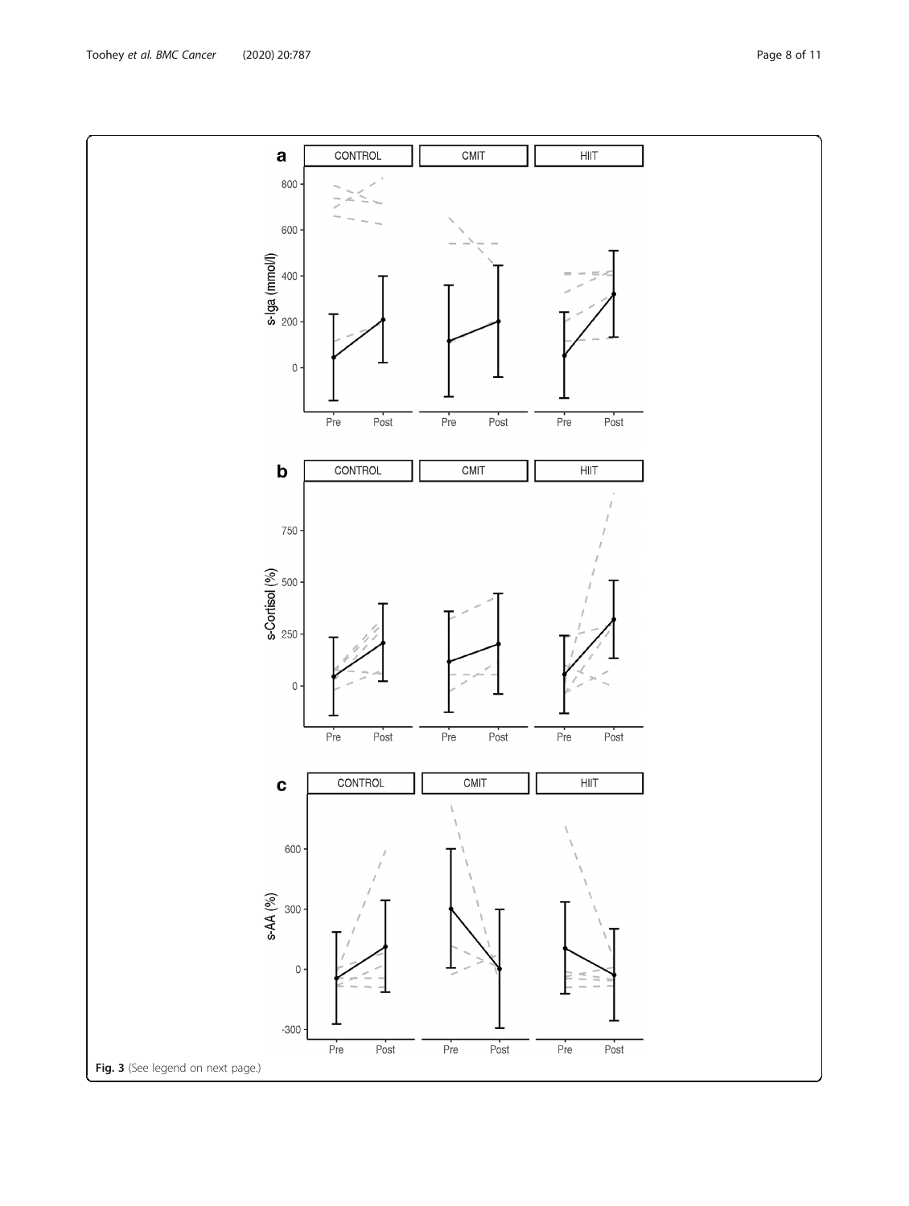**Fig. 3** (See legend on next page.)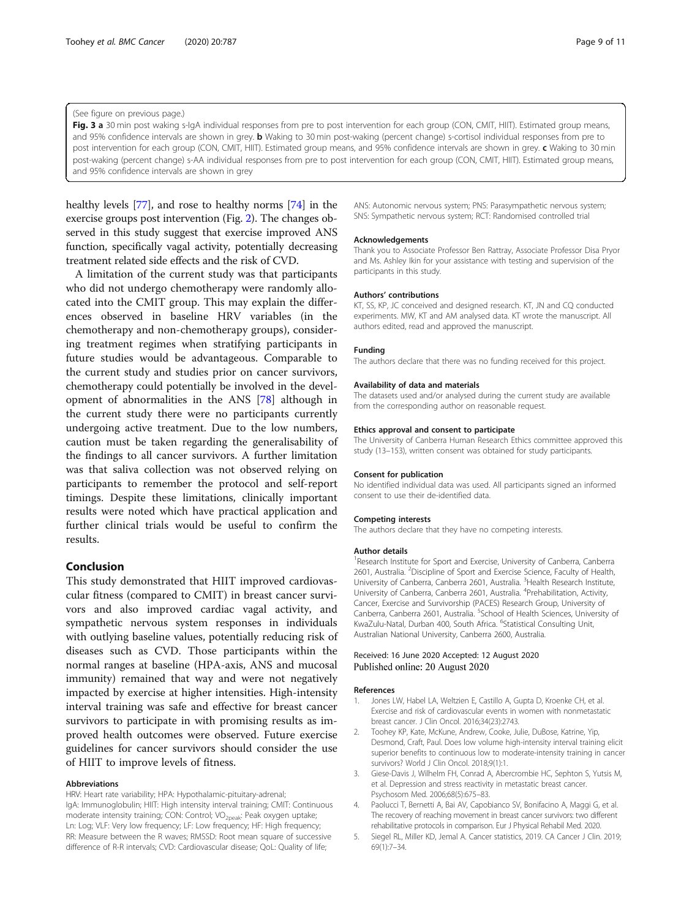(See figure on previous page.)

**Fig. 3 a** 30 min post waking s-IgA individual responses from pre to post intervention for each group (CON, CMIT, HIIT). Estimated group means, and 95% confidence intervals are shown in grey. **b** Waking to 30 min post-waking (percent change) s-cortisol individual responses from pre to post intervention for each group (CON, CMIT, HIIT). Estimated group means, and 95% confidence intervals are shown in grey. **c** Waking to 30 min post-waking (percent change) s-AA individual responses from pre to post intervention for each group (CON, CMIT, HIIT). Estimated group means, and 95% confidence intervals are shown in grey

healthy levels [77], and rose to healthy norms [74] in the exercise groups post intervention (Fig. 2). The changes observed in this study suggest that exercise improved ANS function, specifically vagal activity, potentially decreasing treatment related side effects and the risk of CVD.

A limitation of the current study was that participants who did not undergo chemotherapy were randomly allocated into the CMIT group. This may explain the differences observed in baseline HRV variables (in the chemotherapy and non-chemotherapy groups), considering treatment regimes when stratifying participants in future studies would be advantageous. Comparable to the current study and studies prior on cancer survivors, chemotherapy could potentially be involved in the development of abnormalities in the ANS [78] although in the current study there were no participants currently undergoing active treatment. Due to the low numbers, caution must be taken regarding the generalisability of the findings to all cancer survivors. A further limitation was that saliva collection was not observed relying on participants to remember the protocol and self-report timings. Despite these limitations, clinically important results were noted which have practical application and further clinical trials would be useful to confirm the results.

## Conclusion

This study demonstrated that HIIT improved cardiovascular fitness (compared to CMIT) in breast cancer survivors and also improved cardiac vagal activity, and sympathetic nervous system responses in individuals with outlying baseline values, potentially reducing risk of diseases such as CVD. Those participants within the normal ranges at baseline (HPA-axis, ANS and mucosal immunity) remained that way and were not negatively impacted by exercise at higher intensities. High-intensity interval training was safe and effective for breast cancer survivors to participate in with promising results as improved health outcomes were observed. Future exercise guidelines for cancer survivors should consider the use of HIIT to improve levels of fitness.

#### Abbreviations

HRV: Heart rate variability; HPA: Hypothalamic-pituitary-adrenal; IgA: Immunoglobulin; HIIT: High intensity interval training; CMIT: Continuous moderate intensity training; CON: Control; $VO_{2peak}$: Peak oxygen uptake; Ln: Log; VLF: Very low frequency; LF: Low frequency; HF: High frequency; RR: Measure between the R waves; RMSSD: Root mean square of successive difference of R-R intervals; CVD: Cardiovascular disease; QoL: Quality of life; ANS: Autonomic nervous system; PNS: Parasympathetic nervous system; SNS: Sympathetic nervous system; RCT: Randomised controlled trial

#### Acknowledgements

Thank you to Associate Professor Ben Rattray, Associate Professor Disa Pryor and Ms. Ashley Ikin for your assistance with testing and supervision of the participants in this study.

#### Authors' contributions

KT, SS, KP, JC conceived and designed research. KT, JN and CQ conducted experiments. MW, KT and AM analysed data. KT wrote the manuscript. All authors edited, read and approved the manuscript.

#### Funding

The authors declare that there was no funding received for this project.

#### Availability of data and materials

The datasets used and/or analysed during the current study are available from the corresponding author on reasonable request.

#### Ethics approval and consent to participate

The University of Canberra Human Research Ethics committee approved this study (13–153), written consent was obtained for study participants.

#### Consent for publication

No identified individual data was used. All participants signed an informed consent to use their de-identified data.

#### Competing interests

The authors declare that they have no competing interests.

#### Author details

[1]Research Institute for Sport and Exercise, University of Canberra, Canberra 2601, Australia. [2]Discipline of Sport and Exercise Science, Faculty of Health, University of Canberra, Canberra 2601, Australia. [3]Health Research Institute, University of Canberra, Canberra 2601, Australia. [4]Prehabilitation, Activity, Cancer, Exercise and Survivorship (PACES) Research Group, University of Canberra, Canberra 2601, Australia. [5]School of Health Sciences, University of KwaZulu-Natal, Durban 400, South Africa. [6]Statistical Consulting Unit, Australian National University, Canberra 2600, Australia.

Received: 16 June 2020 Accepted: 12 August 2020
Published online: 20 August 2020

#### References

1. Jones LW, Habel LA, Weltzien E, Castillo A, Gupta D, Kroenke CH, et al. Exercise and risk of cardiovascular events in women with nonmetastatic breast cancer. J Clin Oncol. 2016;34(23):2743.
2. Toohey KP, Kate, McKune, Andrew, Cooke, Julie, DuBose, Katrine, Yip, Desmond, Craft, Paul. Does low volume high-intensity interval training elicit superior benefits to continuous low to moderate-intensity training in cancer survivors? World J Clin Oncol. 2018;9(1):1.
3. Giese-Davis J, Wilhelm FH, Conrad A, Abercrombie HC, Sephton S, Yutsis M, et al. Depression and stress reactivity in metastatic breast cancer. Psychosom Med. 2006;68(5):675–83.
4. Paolucci T, Bernetti A, Bai AV, Capobianco SV, Bonifacino A, Maggi G, et al. The recovery of reaching movement in breast cancer survivors: two different rehabilitative protocols in comparison. Eur J Physical Rehabil Med. 2020.
5. Siegel RL, Miller KD, Jemal A. Cancer statistics, 2019. CA Cancer J Clin. 2019; 69(1):7–34.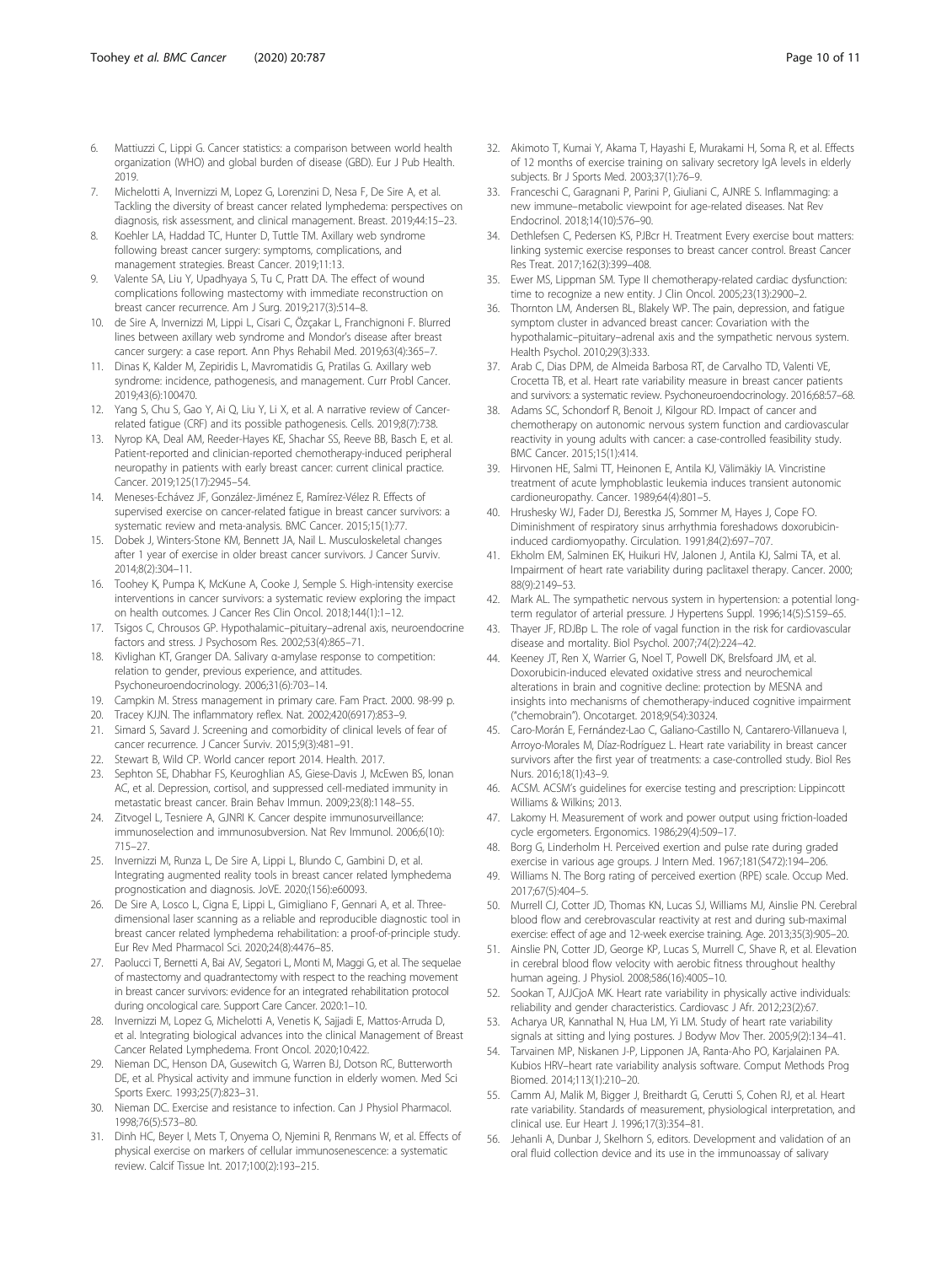6. Mattiuzzi C, Lippi G. Cancer statistics: a comparison between world health organization (WHO) and global burden of disease (GBD). Eur J Pub Health. 2019.
7. Michelotti A, Invernizzi M, Lopez G, Lorenzini D, Nesa F, De Sire A, et al. Tackling the diversity of breast cancer related lymphedema: perspectives on diagnosis, risk assessment, and clinical management. Breast. 2019;44:15–23.
8. Koehler LA, Haddad TC, Hunter D, Tuttle TM. Axillary web syndrome following breast cancer surgery: symptoms, complications, and management strategies. Breast Cancer. 2019;11:13.
9. Valente SA, Liu Y, Upadhyaya S, Tu C, Pratt DA. The effect of wound complications following mastectomy with immediate reconstruction on breast cancer recurrence. Am J Surg. 2019;217(3):514–8.
10. de Sire A, Invernizzi M, Lippi L, Cisari C, Özçakar L, Franchignoni F. Blurred lines between axillary web syndrome and Mondor's disease after breast cancer surgery: a case report. Ann Phys Rehabil Med. 2019;63(4):365–7.
11. Dinas K, Kalder M, Zepiridis L, Mavromatidis G, Pratilas G. Axillary web syndrome: incidence, pathogenesis, and management. Curr Probl Cancer. 2019;43(6):100470.
12. Yang S, Chu S, Gao Y, Ai Q, Liu Y, Li X, et al. A narrative review of Cancer-related fatigue (CRF) and its possible pathogenesis. Cells. 2019;8(7):738.
13. Nyrop KA, Deal AM, Reeder-Hayes KE, Shachar SS, Reeve BB, Basch E, et al. Patient-reported and clinician-reported chemotherapy-induced peripheral neuropathy in patients with early breast cancer: current clinical practice. Cancer. 2019;125(17):2945–54.
14. Meneses-Echávez JF, González-Jiménez E, Ramírez-Vélez R. Effects of supervised exercise on cancer-related fatigue in breast cancer survivors: a systematic review and meta-analysis. BMC Cancer. 2015;15(1):77.
15. Dobek J, Winters-Stone KM, Bennett JA, Nail L. Musculoskeletal changes after 1 year of exercise in older breast cancer survivors. J Cancer Surviv. 2014;8(2):304–11.
16. Toohey K, Pumpa K, McKune A, Cooke J, Semple S. High-intensity exercise interventions in cancer survivors: a systematic review exploring the impact on health outcomes. J Cancer Res Clin Oncol. 2018;144(1):1–12.
17. Tsigos C, Chrousos GP. Hypothalamic–pituitary–adrenal axis, neuroendocrine factors and stress. J Psychosom Res. 2002;53(4):865–71.
18. Kivlighan KT, Granger DA. Salivary α-amylase response to competition: relation to gender, previous experience, and attitudes. Psychoneuroendocrinology. 2006;31(6):703–14.
19. Campkin M. Stress management in primary care. Fam Pract. 2000. 98-99 p.
20. Tracey KJJN. The inflammatory reflex. Nat. 2002;420(6917):853–9.
21. Simard S, Savard J. Screening and comorbidity of clinical levels of fear of cancer recurrence. J Cancer Surviv. 2015;9(3):481–91.
22. Stewart B, Wild CP. World cancer report 2014. Health. 2017.
23. Sephton SE, Dhabhar FS, Keuroghlian AS, Giese-Davis J, McEwen BS, Ionan AC, et al. Depression, cortisol, and suppressed cell-mediated immunity in metastatic breast cancer. Brain Behav Immun. 2009;23(8):1148–55.
24. Zitvogel L, Tesniere A, GJNRI K. Cancer despite immunosurveillance: immunoselection and immunosubversion. Nat Rev Immunol. 2006;6(10): 715–27.
25. Invernizzi M, Runza L, De Sire A, Lippi L, Blundo C, Gambini D, et al. Integrating augmented reality tools in breast cancer related lymphedema prognostication and diagnosis. JoVE. 2020;(156):e60093.
26. De Sire A, Losco L, Cigna E, Lippi L, Gimigliano F, Gennari A, et al. Three-dimensional laser scanning as a reliable and reproducible diagnostic tool in breast cancer related lymphedema rehabilitation: a proof-of-principle study. Eur Rev Med Pharmacol Sci. 2020;24(8):4476–85.
27. Paolucci T, Bernetti A, Bai AV, Segatori L, Monti M, Maggi G, et al. The sequelae of mastectomy and quadrantectomy with respect to the reaching movement in breast cancer survivors: evidence for an integrated rehabilitation protocol during oncological care. Support Care Cancer. 2020:1–10.
28. Invernizzi M, Lopez G, Michelotti A, Venetis K, Sajjadi E, Mattos-Arruda D, et al. Integrating biological advances into the clinical Management of Breast Cancer Related Lymphedema. Front Oncol. 2020;10:422.
29. Nieman DC, Henson DA, Gusewitch G, Warren BJ, Dotson RC, Butterworth DE, et al. Physical activity and immune function in elderly women. Med Sci Sports Exerc. 1993;25(7):823–31.
30. Nieman DC. Exercise and resistance to infection. Can J Physiol Pharmacol. 1998;76(5):573–80.
31. Dinh HC, Beyer I, Mets T, Onyema O, Njemini R, Renmans W, et al. Effects of physical exercise on markers of cellular immunosenescence: a systematic review. Calcif Tissue Int. 2017;100(2):193–215.
32. Akimoto T, Kumai Y, Akama T, Hayashi E, Murakami H, Soma R, et al. Effects of 12 months of exercise training on salivary secretory IgA levels in elderly subjects. Br J Sports Med. 2003;37(1):76–9.
33. Franceschi C, Garagnani P, Parini P, Giuliani C, AJNRE S. Inflammaging: a new immune–metabolic viewpoint for age-related diseases. Nat Rev Endocrinol. 2018;14(10):576–90.
34. Dethlefsen C, Pedersen KS, PJBcr H. Treatment Every exercise bout matters: linking systemic exercise responses to breast cancer control. Breast Cancer Res Treat. 2017;162(3):399–408.
35. Ewer MS, Lippman SM. Type II chemotherapy-related cardiac dysfunction: time to recognize a new entity. J Clin Oncol. 2005;23(13):2900–2.
36. Thornton LM, Andersen BL, Blakely WP. The pain, depression, and fatigue symptom cluster in advanced breast cancer: Covariation with the hypothalamic–pituitary–adrenal axis and the sympathetic nervous system. Health Psychol. 2010;29(3):333.
37. Arab C, Dias DPM, de Almeida Barbosa RT, de Carvalho TD, Valenti VE, Crocetta TB, et al. Heart rate variability measure in breast cancer patients and survivors: a systematic review. Psychoneuroendocrinology. 2016;68:57–68.
38. Adams SC, Schondorf R, Benoit J, Kilgour RD. Impact of cancer and chemotherapy on autonomic nervous system function and cardiovascular reactivity in young adults with cancer: a case-controlled feasibility study. BMC Cancer. 2015;15(1):414.
39. Hirvonen HE, Salmi TT, Heinonen E, Antila KJ, Välimäkiy IA. Vincristine treatment of acute lymphoblastic leukemia induces transient autonomic cardioneuropathy. Cancer. 1989;64(4):801–5.
40. Hrushesky WJ, Fader DJ, Berestka JS, Sommer M, Hayes J, Cope FO. Diminishment of respiratory sinus arrhythmia foreshadows doxorubicin-induced cardiomyopathy. Circulation. 1991;84(2):697–707.
41. Ekholm EM, Salminen EK, Huikuri HV, Jalonen J, Antila KJ, Salmi TA, et al. Impairment of heart rate variability during paclitaxel therapy. Cancer. 2000; 88(9):2149–53.
42. Mark AL. The sympathetic nervous system in hypertension: a potential long-term regulator of arterial pressure. J Hypertens Suppl. 1996;14(5):S159–65.
43. Thayer JF, RDJBp L. The role of vagal function in the risk for cardiovascular disease and mortality. Biol Psychol. 2007;74(2):224–42.
44. Keeney JT, Ren X, Warrier G, Noel T, Powell DK, Brelsfoard JM, et al. Doxorubicin-induced elevated oxidative stress and neurochemical alterations in brain and cognitive decline: protection by MESNA and insights into mechanisms of chemotherapy-induced cognitive impairment ("chemobrain"). Oncotarget. 2018;9(54):30324.
45. Caro-Morán E, Fernández-Lao C, Galiano-Castillo N, Cantarero-Villanueva I, Arroyo-Morales M, Díaz-Rodríguez L. Heart rate variability in breast cancer survivors after the first year of treatments: a case-controlled study. Biol Res Nurs. 2016;18(1):43–9.
46. ACSM. ACSM's guidelines for exercise testing and prescription: Lippincott Williams & Wilkins; 2013.
47. Lakomy H. Measurement of work and power output using friction-loaded cycle ergometers. Ergonomics. 1986;29(4):509–17.
48. Borg G, Linderholm H. Perceived exertion and pulse rate during graded exercise in various age groups. J Intern Med. 1967;181(S472):194–206.
49. Williams N. The Borg rating of perceived exertion (RPE) scale. Occup Med. 2017;67(5):404–5.
50. Murrell CJ, Cotter JD, Thomas KN, Lucas SJ, Williams MJ, Ainslie PN. Cerebral blood flow and cerebrovascular reactivity at rest and during sub-maximal exercise: effect of age and 12-week exercise training. Age. 2013;35(3):905–20.
51. Ainslie PN, Cotter JD, George KP, Lucas S, Murrell C, Shave R, et al. Elevation in cerebral blood flow velocity with aerobic fitness throughout healthy human ageing. J Physiol. 2008;586(16):4005–10.
52. Sookan T, AJJCjoA MK. Heart rate variability in physically active individuals: reliability and gender characteristics. Cardiovasc J Afr. 2012;23(2):67.
53. Acharya UR, Kannathal N, Hua LM, Yi LM. Study of heart rate variability signals at sitting and lying postures. J Bodyw Mov Ther. 2005;9(2):134–41.
54. Tarvainen MP, Niskanen J-P, Lipponen JA, Ranta-Aho PO, Karjalainen PA. Kubios HRV–heart rate variability analysis software. Comput Methods Prog Biomed. 2014;113(1):210–20.
55. Camm AJ, Malik M, Bigger J, Breithardt G, Cerutti S, Cohen RJ, et al. Heart rate variability. Standards of measurement, physiological interpretation, and clinical use. Eur Heart J. 1996;17(3):354–81.
56. Jehanli A, Dunbar J, Skelhorn S, editors. Development and validation of an oral fluid collection device and its use in the immunoassay of salivary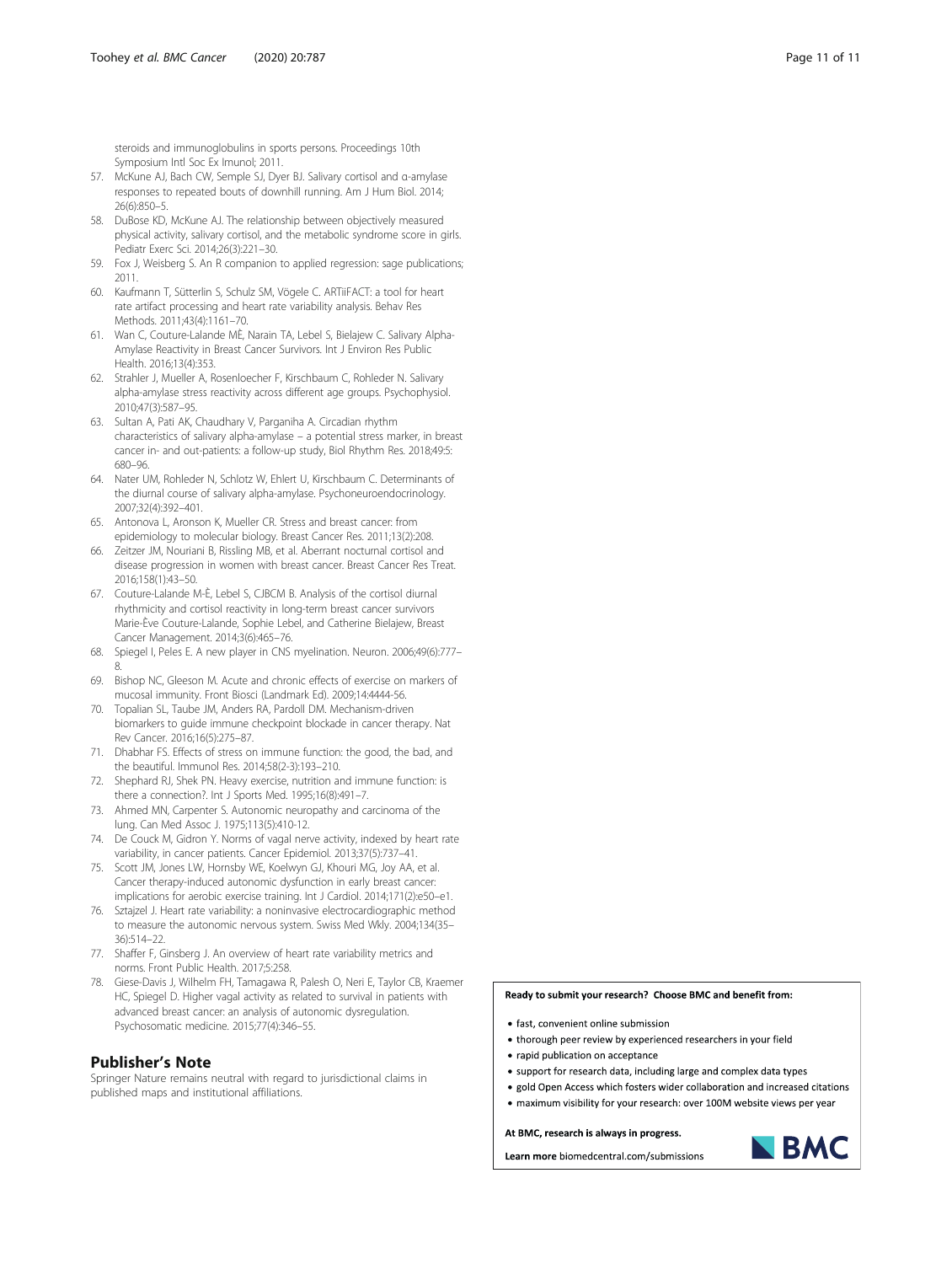steroids and immunoglobulins in sports persons. Proceedings 10th Symposium Intl Soc Ex Imunol; 2011.

57. McKune AJ, Bach CW, Semple SJ, Dyer BJ. Salivary cortisol and α-amylase responses to repeated bouts of downhill running. Am J Hum Biol. 2014; 26(6):850–5.
58. DuBose KD, McKune AJ. The relationship between objectively measured physical activity, salivary cortisol, and the metabolic syndrome score in girls. Pediatr Exerc Sci. 2014;26(3):221–30.
59. Fox J, Weisberg S. An R companion to applied regression: sage publications; 2011.
60. Kaufmann T, Sütterlin S, Schulz SM, Vögele C. ARTiiFACT: a tool for heart rate artifact processing and heart rate variability analysis. Behav Res Methods. 2011;43(4):1161–70.
61. Wan C, Couture-Lalande MÈ, Narain TA, Lebel S, Bielajew C. Salivary Alpha-Amylase Reactivity in Breast Cancer Survivors. Int J Environ Res Public Health. 2016;13(4):353.
62. Strahler J, Mueller A, Rosenloecher F, Kirschbaum C, Rohleder N. Salivary alpha-amylase stress reactivity across different age groups. Psychophysiol. 2010;47(3):587–95.
63. Sultan A, Pati AK, Chaudhary V, Parganiha A. Circadian rhythm characteristics of salivary alpha-amylase – a potential stress marker, in breast cancer in- and out-patients: a follow-up study, Biol Rhythm Res. 2018;49:5: 680–96.
64. Nater UM, Rohleder N, Schlotz W, Ehlert U, Kirschbaum C. Determinants of the diurnal course of salivary alpha-amylase. Psychoneuroendocrinology. 2007;32(4):392–401.
65. Antonova L, Aronson K, Mueller CR. Stress and breast cancer: from epidemiology to molecular biology. Breast Cancer Res. 2011;13(2):208.
66. Zeitzer JM, Nouriani B, Rissling MB, et al. Aberrant nocturnal cortisol and disease progression in women with breast cancer. Breast Cancer Res Treat. 2016;158(1):43–50.
67. Couture-Lalande M-È, Lebel S, CJBCM B. Analysis of the cortisol diurnal rhythmicity and cortisol reactivity in long-term breast cancer survivors Marie-Ève Couture-Lalande, Sophie Lebel, and Catherine Bielajew, Breast Cancer Management. 2014;3(6):465–76.
68. Spiegel I, Peles E. A new player in CNS myelination. Neuron. 2006;49(6):777–8.
69. Bishop NC, Gleeson M. Acute and chronic effects of exercise on markers of mucosal immunity. Front Biosci (Landmark Ed). 2009;14:4444-56.
70. Topalian SL, Taube JM, Anders RA, Pardoll DM. Mechanism-driven biomarkers to guide immune checkpoint blockade in cancer therapy. Nat Rev Cancer. 2016;16(5):275–87.
71. Dhabhar FS. Effects of stress on immune function: the good, the bad, and the beautiful. Immunol Res. 2014;58(2-3):193–210.
72. Shephard RJ, Shek PN. Heavy exercise, nutrition and immune function: is there a connection?. Int J Sports Med. 1995;16(8):491–7.
73. Ahmed MN, Carpenter S. Autonomic neuropathy and carcinoma of the lung. Can Med Assoc J. 1975;113(5):410-12.
74. De Couck M, Gidron Y. Norms of vagal nerve activity, indexed by heart rate variability, in cancer patients. Cancer Epidemiol. 2013;37(5):737–41.
75. Scott JM, Jones LW, Hornsby WE, Koelwyn GJ, Khouri MG, Joy AA, et al. Cancer therapy-induced autonomic dysfunction in early breast cancer: implications for aerobic exercise training. Int J Cardiol. 2014;171(2):e50–e1.
76. Sztajzel J. Heart rate variability: a noninvasive electrocardiographic method to measure the autonomic nervous system. Swiss Med Wkly. 2004;134(35–36):514–22.
77. Shaffer F, Ginsberg J. An overview of heart rate variability metrics and norms. Front Public Health. 2017;5:258.
78. Giese-Davis J, Wilhelm FH, Tamagawa R, Palesh O, Neri E, Taylor CB, Kraemer HC, Spiegel D. Higher vagal activity as related to survival in patients with advanced breast cancer: an analysis of autonomic dysregulation. Psychosomatic medicine. 2015;77(4):346–55.

## Publisher's Note

Springer Nature remains neutral with regard to jurisdictional claims in published maps and institutional affiliations.

**Ready to submit your research? Choose BMC and benefit from:**

- fast, convenient online submission
- thorough peer review by experienced researchers in your field
- rapid publication on acceptance
- support for research data, including large and complex data types
- gold Open Access which fosters wider collaboration and increased citations
- maximum visibility for your research: over 100M website views per year

**At BMC, research is always in progress.**

**Learn more** biomedcentral.com/submissions

BMC